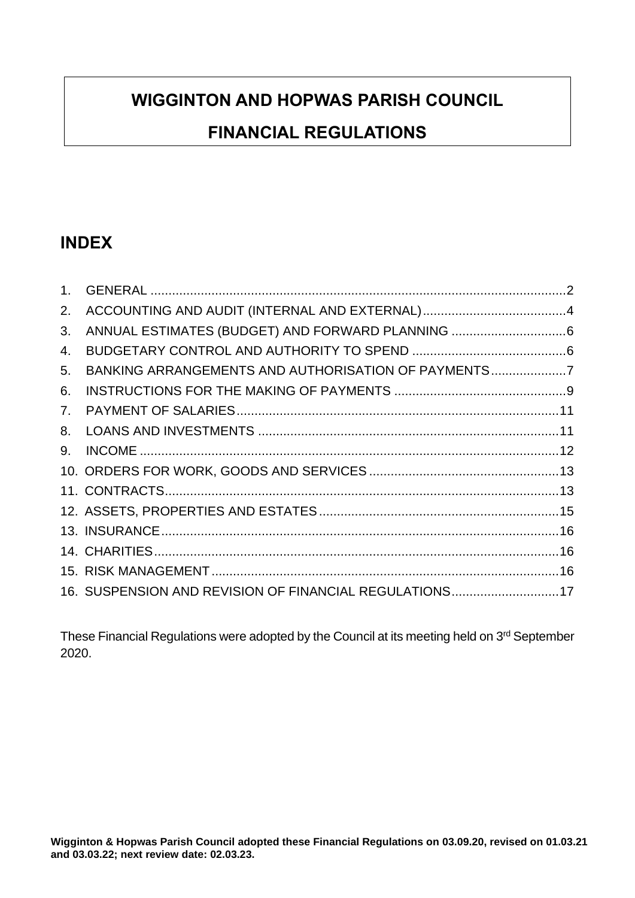# WIGGINTON AND HOPWAS PARISH COUNCIL

# FINANCIAL REGULATIONS

## INDEX

1. GENERAL .......... 2
2. ACCOUNTING AND AUDIT (INTERNAL AND EXTERNAL) .......... 4
3. ANNUAL ESTIMATES (BUDGET) AND FORWARD PLANNING .......... 6
4. BUDGETARY CONTROL AND AUTHORITY TO SPEND .......... 6
5. BANKING ARRANGEMENTS AND AUTHORISATION OF PAYMENTS .......... 7
6. INSTRUCTIONS FOR THE MAKING OF PAYMENTS .......... 9
7. PAYMENT OF SALARIES .......... 11
8. LOANS AND INVESTMENTS .......... 11
9. INCOME .......... 12
10. ORDERS FOR WORK, GOODS AND SERVICES .......... 13
11. CONTRACTS .......... 13
12. ASSETS, PROPERTIES AND ESTATES .......... 15
13. INSURANCE .......... 16
14. CHARITIES .......... 16
15. RISK MANAGEMENT .......... 16
16. SUSPENSION AND REVISION OF FINANCIAL REGULATIONS .......... 17

These Financial Regulations were adopted by the Council at its meeting held on 3rd September 2020.

**Wigginton & Hopwas Parish Council adopted these Financial Regulations on 03.09.20, revised on 01.03.21 and 03.03.22; next review date: 02.03.23.**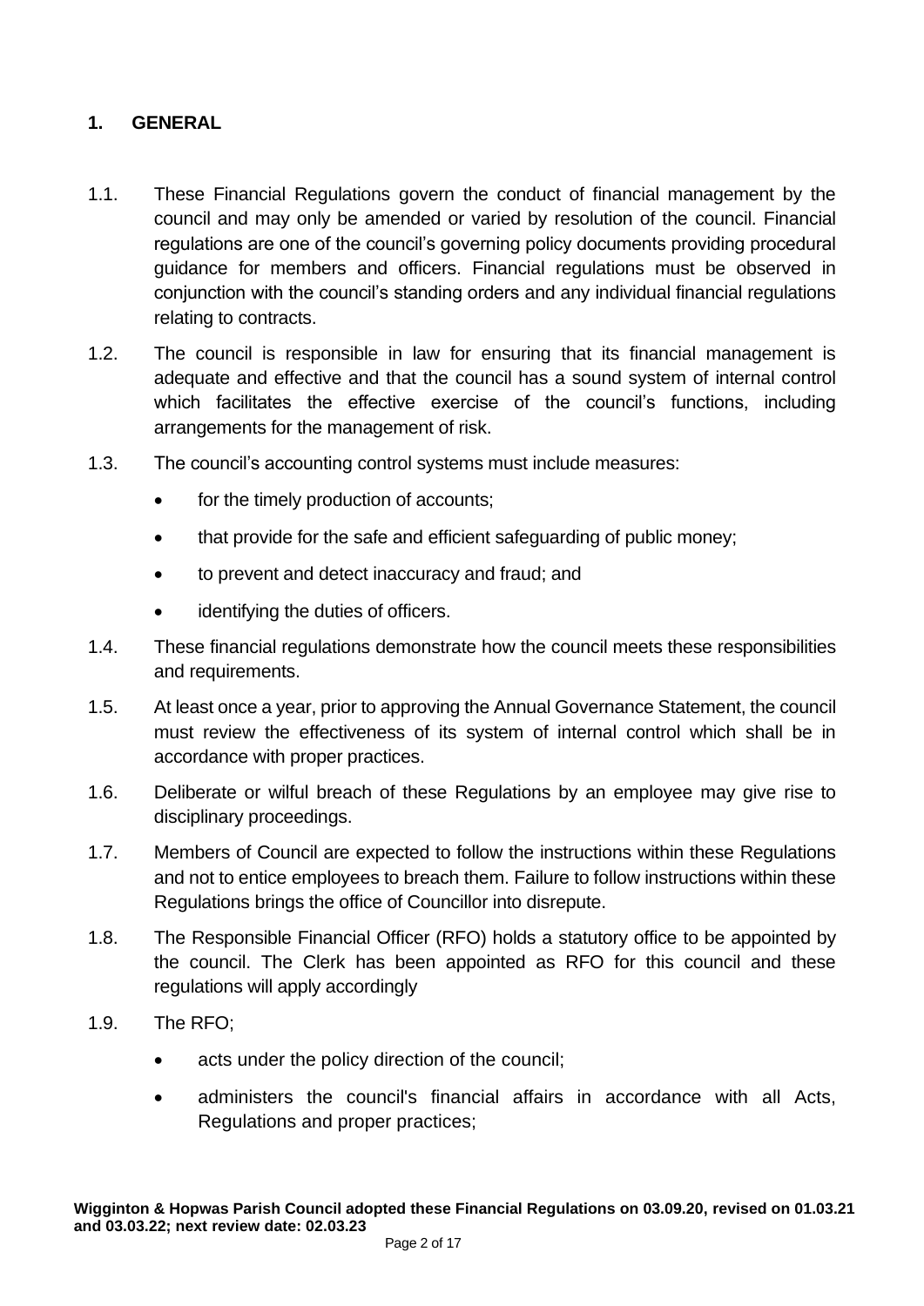## 1. GENERAL

1.1. These Financial Regulations govern the conduct of financial management by the council and may only be amended or varied by resolution of the council. Financial regulations are one of the council's governing policy documents providing procedural guidance for members and officers. Financial regulations must be observed in conjunction with the council's standing orders and any individual financial regulations relating to contracts.

1.2. The council is responsible in law for ensuring that its financial management is adequate and effective and that the council has a sound system of internal control which facilitates the effective exercise of the council's functions, including arrangements for the management of risk.

1.3. The council's accounting control systems must include measures:

- for the timely production of accounts;
- that provide for the safe and efficient safeguarding of public money;
- to prevent and detect inaccuracy and fraud; and
- identifying the duties of officers.

1.4. These financial regulations demonstrate how the council meets these responsibilities and requirements.

1.5. At least once a year, prior to approving the Annual Governance Statement, the council must review the effectiveness of its system of internal control which shall be in accordance with proper practices.

1.6. Deliberate or wilful breach of these Regulations by an employee may give rise to disciplinary proceedings.

1.7. Members of Council are expected to follow the instructions within these Regulations and not to entice employees to breach them. Failure to follow instructions within these Regulations brings the office of Councillor into disrepute.

1.8. The Responsible Financial Officer (RFO) holds a statutory office to be appointed by the council. The Clerk has been appointed as RFO for this council and these regulations will apply accordingly

1.9. The RFO;

- acts under the policy direction of the council;
- administers the council's financial affairs in accordance with all Acts, Regulations and proper practices;

**Wigginton & Hopwas Parish Council adopted these Financial Regulations on 03.09.20, revised on 01.03.21 and 03.03.22; next review date: 02.03.23**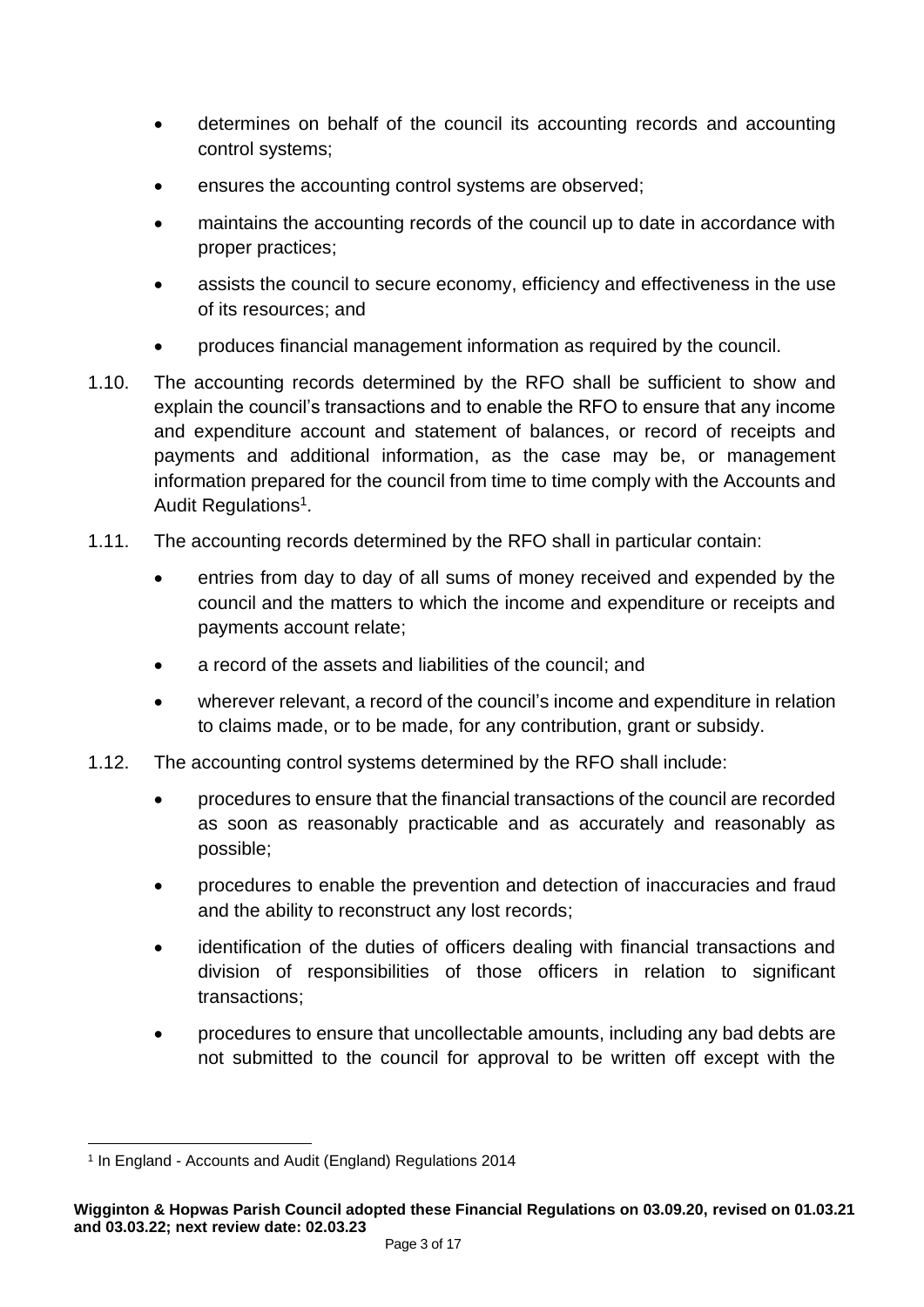- determines on behalf of the council its accounting records and accounting control systems;
- ensures the accounting control systems are observed;
- maintains the accounting records of the council up to date in accordance with proper practices;
- assists the council to secure economy, efficiency and effectiveness in the use of its resources; and
- produces financial management information as required by the council.

1.10. The accounting records determined by the RFO shall be sufficient to show and explain the council's transactions and to enable the RFO to ensure that any income and expenditure account and statement of balances, or record of receipts and payments and additional information, as the case may be, or management information prepared for the council from time to time comply with the Accounts and Audit Regulations[1].

1.11. The accounting records determined by the RFO shall in particular contain:

- entries from day to day of all sums of money received and expended by the council and the matters to which the income and expenditure or receipts and payments account relate;
- a record of the assets and liabilities of the council; and
- wherever relevant, a record of the council's income and expenditure in relation to claims made, or to be made, for any contribution, grant or subsidy.

1.12. The accounting control systems determined by the RFO shall include:

- procedures to ensure that the financial transactions of the council are recorded as soon as reasonably practicable and as accurately and reasonably as possible;
- procedures to enable the prevention and detection of inaccuracies and fraud and the ability to reconstruct any lost records;
- identification of the duties of officers dealing with financial transactions and division of responsibilities of those officers in relation to significant transactions;
- procedures to ensure that uncollectable amounts, including any bad debts are not submitted to the council for approval to be written off except with the

[1] In England - Accounts and Audit (England) Regulations 2014

**Wigginton & Hopwas Parish Council adopted these Financial Regulations on 03.09.20, revised on 01.03.21 and 03.03.22; next review date: 02.03.23**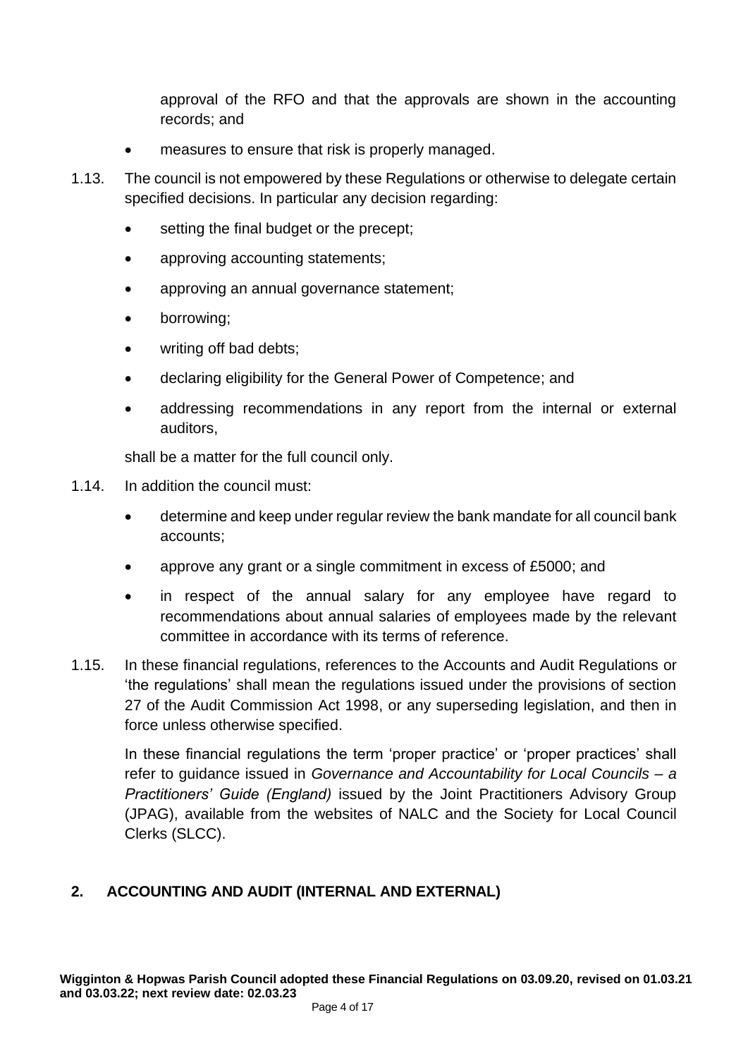approval of the RFO and that the approvals are shown in the accounting records; and

- measures to ensure that risk is properly managed.

1.13. The council is not empowered by these Regulations or otherwise to delegate certain specified decisions. In particular any decision regarding:

- setting the final budget or the precept;
- approving accounting statements;
- approving an annual governance statement;
- borrowing;
- writing off bad debts;
- declaring eligibility for the General Power of Competence; and
- addressing recommendations in any report from the internal or external auditors,

shall be a matter for the full council only.

1.14. In addition the council must:

- determine and keep under regular review the bank mandate for all council bank accounts;
- approve any grant or a single commitment in excess of £5000; and
- in respect of the annual salary for any employee have regard to recommendations about annual salaries of employees made by the relevant committee in accordance with its terms of reference.

1.15. In these financial regulations, references to the Accounts and Audit Regulations or 'the regulations' shall mean the regulations issued under the provisions of section 27 of the Audit Commission Act 1998, or any superseding legislation, and then in force unless otherwise specified.

In these financial regulations the term 'proper practice' or 'proper practices' shall refer to guidance issued in *Governance and Accountability for Local Councils – a Practitioners' Guide (England)* issued by the Joint Practitioners Advisory Group (JPAG), available from the websites of NALC and the Society for Local Council Clerks (SLCC).

## 2. ACCOUNTING AND AUDIT (INTERNAL AND EXTERNAL)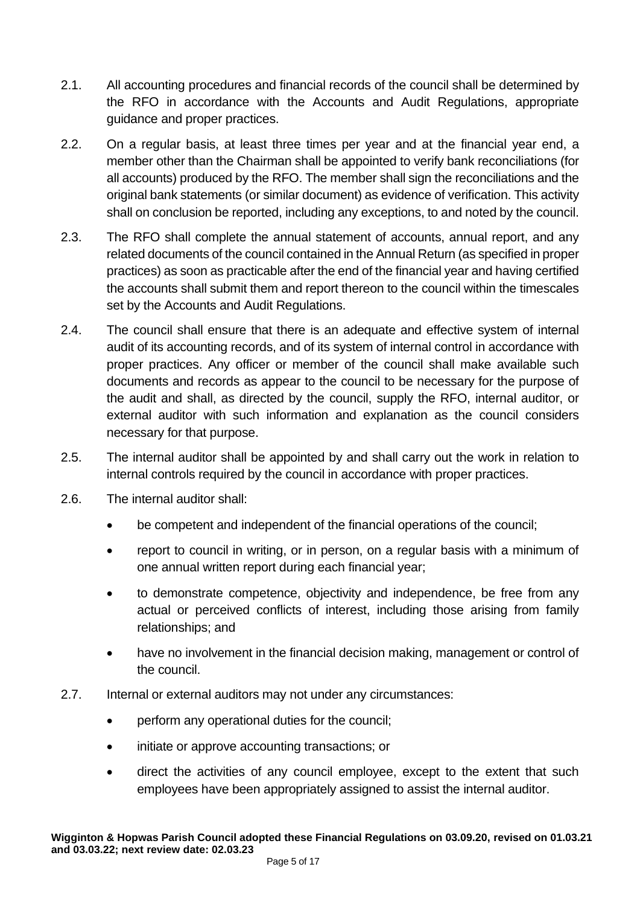2.1. All accounting procedures and financial records of the council shall be determined by the RFO in accordance with the Accounts and Audit Regulations, appropriate guidance and proper practices.

2.2. On a regular basis, at least three times per year and at the financial year end, a member other than the Chairman shall be appointed to verify bank reconciliations (for all accounts) produced by the RFO. The member shall sign the reconciliations and the original bank statements (or similar document) as evidence of verification. This activity shall on conclusion be reported, including any exceptions, to and noted by the council.

2.3. The RFO shall complete the annual statement of accounts, annual report, and any related documents of the council contained in the Annual Return (as specified in proper practices) as soon as practicable after the end of the financial year and having certified the accounts shall submit them and report thereon to the council within the timescales set by the Accounts and Audit Regulations.

2.4. The council shall ensure that there is an adequate and effective system of internal audit of its accounting records, and of its system of internal control in accordance with proper practices. Any officer or member of the council shall make available such documents and records as appear to the council to be necessary for the purpose of the audit and shall, as directed by the council, supply the RFO, internal auditor, or external auditor with such information and explanation as the council considers necessary for that purpose.

2.5. The internal auditor shall be appointed by and shall carry out the work in relation to internal controls required by the council in accordance with proper practices.

2.6. The internal auditor shall:

- be competent and independent of the financial operations of the council;
- report to council in writing, or in person, on a regular basis with a minimum of one annual written report during each financial year;
- to demonstrate competence, objectivity and independence, be free from any actual or perceived conflicts of interest, including those arising from family relationships; and
- have no involvement in the financial decision making, management or control of the council.

2.7. Internal or external auditors may not under any circumstances:

- perform any operational duties for the council;
- initiate or approve accounting transactions; or
- direct the activities of any council employee, except to the extent that such employees have been appropriately assigned to assist the internal auditor.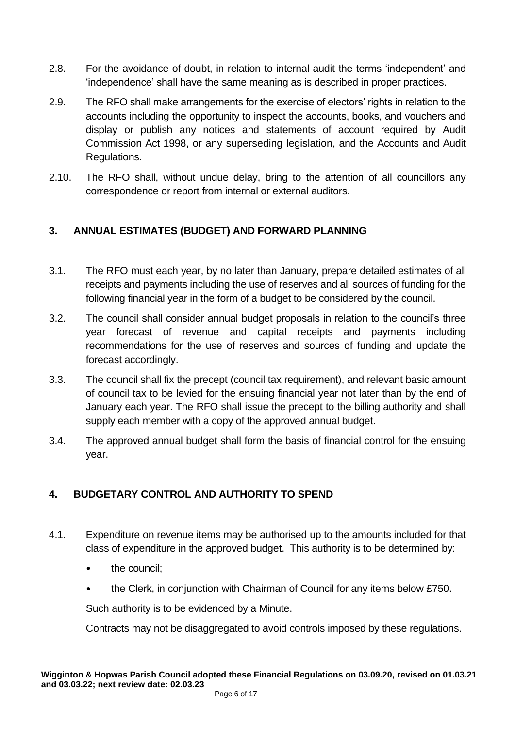2.8. For the avoidance of doubt, in relation to internal audit the terms 'independent' and 'independence' shall have the same meaning as is described in proper practices.

2.9. The RFO shall make arrangements for the exercise of electors' rights in relation to the accounts including the opportunity to inspect the accounts, books, and vouchers and display or publish any notices and statements of account required by Audit Commission Act 1998, or any superseding legislation, and the Accounts and Audit Regulations.

2.10. The RFO shall, without undue delay, bring to the attention of all councillors any correspondence or report from internal or external auditors.

## 3. ANNUAL ESTIMATES (BUDGET) AND FORWARD PLANNING

3.1. The RFO must each year, by no later than January, prepare detailed estimates of all receipts and payments including the use of reserves and all sources of funding for the following financial year in the form of a budget to be considered by the council.

3.2. The council shall consider annual budget proposals in relation to the council's three year forecast of revenue and capital receipts and payments including recommendations for the use of reserves and sources of funding and update the forecast accordingly.

3.3. The council shall fix the precept (council tax requirement), and relevant basic amount of council tax to be levied for the ensuing financial year not later than by the end of January each year. The RFO shall issue the precept to the billing authority and shall supply each member with a copy of the approved annual budget.

3.4. The approved annual budget shall form the basis of financial control for the ensuing year.

## 4. BUDGETARY CONTROL AND AUTHORITY TO SPEND

4.1. Expenditure on revenue items may be authorised up to the amounts included for that class of expenditure in the approved budget. This authority is to be determined by:

- the council;
- the Clerk, in conjunction with Chairman of Council for any items below £750.

Such authority is to be evidenced by a Minute.

Contracts may not be disaggregated to avoid controls imposed by these regulations.

**Wigginton & Hopwas Parish Council adopted these Financial Regulations on 03.09.20, revised on 01.03.21 and 03.03.22; next review date: 02.03.23**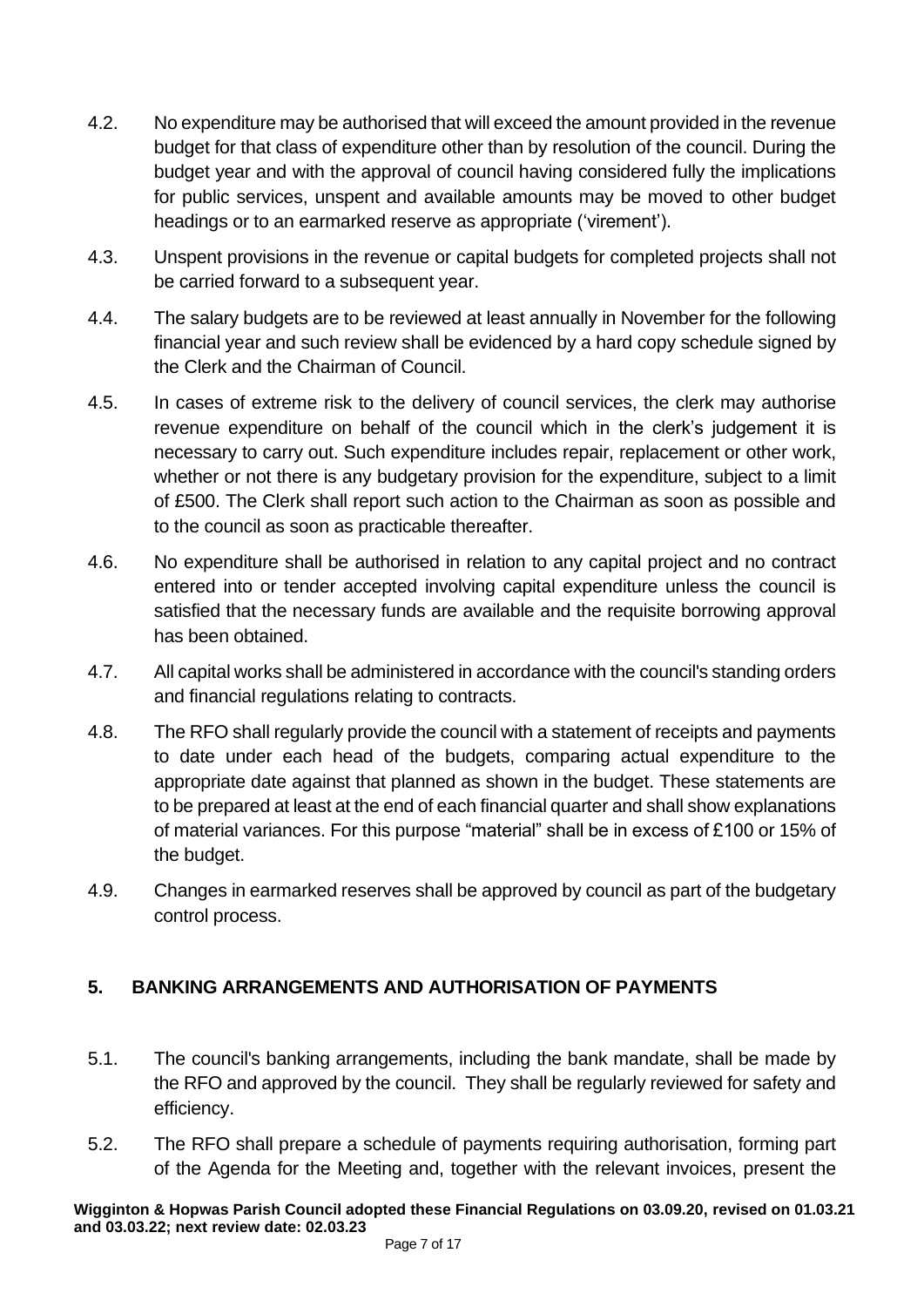4.2. No expenditure may be authorised that will exceed the amount provided in the revenue budget for that class of expenditure other than by resolution of the council. During the budget year and with the approval of council having considered fully the implications for public services, unspent and available amounts may be moved to other budget headings or to an earmarked reserve as appropriate ('virement').

4.3. Unspent provisions in the revenue or capital budgets for completed projects shall not be carried forward to a subsequent year.

4.4. The salary budgets are to be reviewed at least annually in November for the following financial year and such review shall be evidenced by a hard copy schedule signed by the Clerk and the Chairman of Council.

4.5. In cases of extreme risk to the delivery of council services, the clerk may authorise revenue expenditure on behalf of the council which in the clerk's judgement it is necessary to carry out. Such expenditure includes repair, replacement or other work, whether or not there is any budgetary provision for the expenditure, subject to a limit of £500. The Clerk shall report such action to the Chairman as soon as possible and to the council as soon as practicable thereafter.

4.6. No expenditure shall be authorised in relation to any capital project and no contract entered into or tender accepted involving capital expenditure unless the council is satisfied that the necessary funds are available and the requisite borrowing approval has been obtained.

4.7. All capital works shall be administered in accordance with the council's standing orders and financial regulations relating to contracts.

4.8. The RFO shall regularly provide the council with a statement of receipts and payments to date under each head of the budgets, comparing actual expenditure to the appropriate date against that planned as shown in the budget. These statements are to be prepared at least at the end of each financial quarter and shall show explanations of material variances. For this purpose "material" shall be in excess of £100 or 15% of the budget.

4.9. Changes in earmarked reserves shall be approved by council as part of the budgetary control process.

## 5. BANKING ARRANGEMENTS AND AUTHORISATION OF PAYMENTS

5.1. The council's banking arrangements, including the bank mandate, shall be made by the RFO and approved by the council. They shall be regularly reviewed for safety and efficiency.

5.2. The RFO shall prepare a schedule of payments requiring authorisation, forming part of the Agenda for the Meeting and, together with the relevant invoices, present the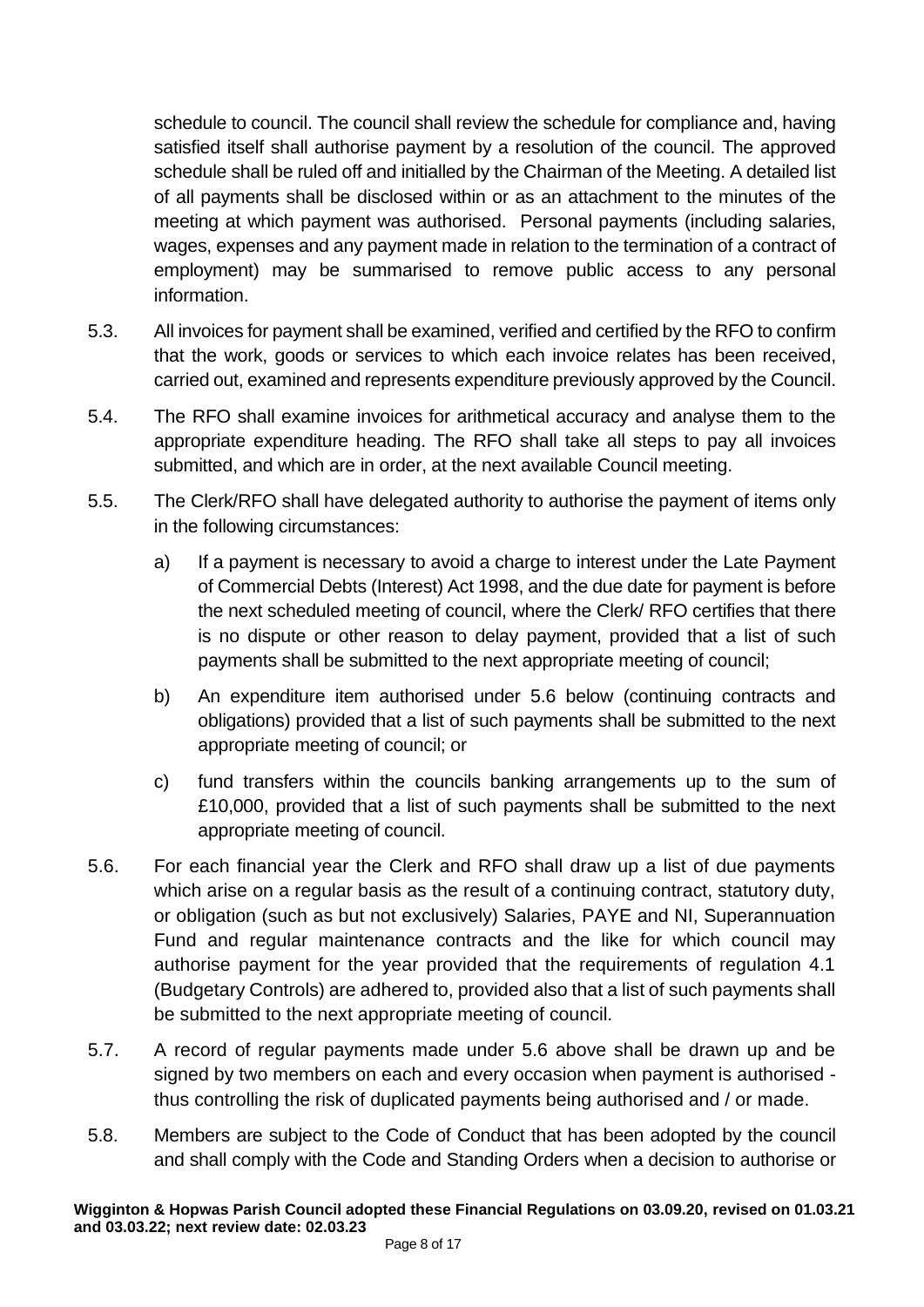schedule to council. The council shall review the schedule for compliance and, having satisfied itself shall authorise payment by a resolution of the council. The approved schedule shall be ruled off and initialled by the Chairman of the Meeting. A detailed list of all payments shall be disclosed within or as an attachment to the minutes of the meeting at which payment was authorised. Personal payments (including salaries, wages, expenses and any payment made in relation to the termination of a contract of employment) may be summarised to remove public access to any personal information.

5.3. All invoices for payment shall be examined, verified and certified by the RFO to confirm that the work, goods or services to which each invoice relates has been received, carried out, examined and represents expenditure previously approved by the Council.

5.4. The RFO shall examine invoices for arithmetical accuracy and analyse them to the appropriate expenditure heading. The RFO shall take all steps to pay all invoices submitted, and which are in order, at the next available Council meeting.

5.5. The Clerk/RFO shall have delegated authority to authorise the payment of items only in the following circumstances:

a) If a payment is necessary to avoid a charge to interest under the Late Payment of Commercial Debts (Interest) Act 1998, and the due date for payment is before the next scheduled meeting of council, where the Clerk/ RFO certifies that there is no dispute or other reason to delay payment, provided that a list of such payments shall be submitted to the next appropriate meeting of council;

b) An expenditure item authorised under 5.6 below (continuing contracts and obligations) provided that a list of such payments shall be submitted to the next appropriate meeting of council; or

c) fund transfers within the councils banking arrangements up to the sum of £10,000, provided that a list of such payments shall be submitted to the next appropriate meeting of council.

5.6. For each financial year the Clerk and RFO shall draw up a list of due payments which arise on a regular basis as the result of a continuing contract, statutory duty, or obligation (such as but not exclusively) Salaries, PAYE and NI, Superannuation Fund and regular maintenance contracts and the like for which council may authorise payment for the year provided that the requirements of regulation 4.1 (Budgetary Controls) are adhered to, provided also that a list of such payments shall be submitted to the next appropriate meeting of council.

5.7. A record of regular payments made under 5.6 above shall be drawn up and be signed by two members on each and every occasion when payment is authorised - thus controlling the risk of duplicated payments being authorised and / or made.

5.8. Members are subject to the Code of Conduct that has been adopted by the council and shall comply with the Code and Standing Orders when a decision to authorise or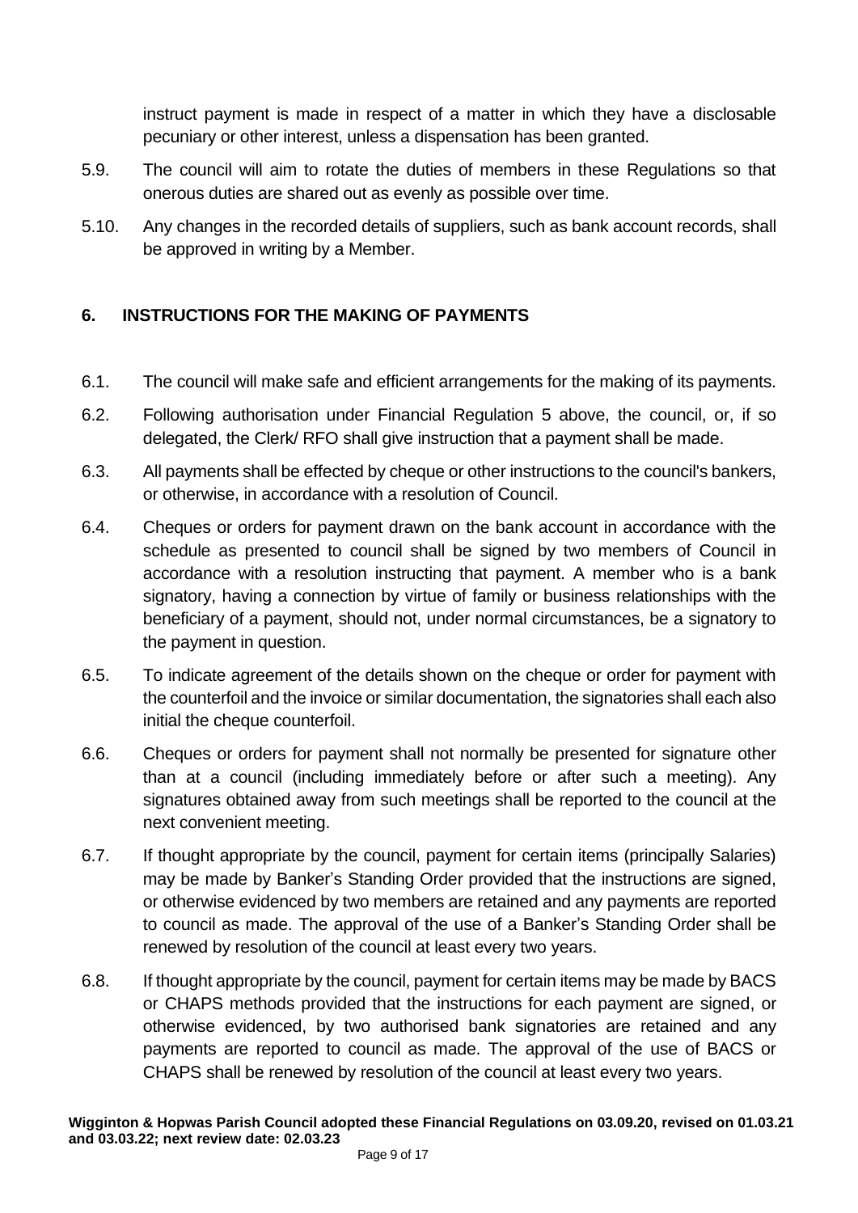instruct payment is made in respect of a matter in which they have a disclosable pecuniary or other interest, unless a dispensation has been granted.

5.9. The council will aim to rotate the duties of members in these Regulations so that onerous duties are shared out as evenly as possible over time.

5.10. Any changes in the recorded details of suppliers, such as bank account records, shall be approved in writing by a Member.

## 6. INSTRUCTIONS FOR THE MAKING OF PAYMENTS

6.1. The council will make safe and efficient arrangements for the making of its payments.

6.2. Following authorisation under Financial Regulation 5 above, the council, or, if so delegated, the Clerk/ RFO shall give instruction that a payment shall be made.

6.3. All payments shall be effected by cheque or other instructions to the council's bankers, or otherwise, in accordance with a resolution of Council.

6.4. Cheques or orders for payment drawn on the bank account in accordance with the schedule as presented to council shall be signed by two members of Council in accordance with a resolution instructing that payment. A member who is a bank signatory, having a connection by virtue of family or business relationships with the beneficiary of a payment, should not, under normal circumstances, be a signatory to the payment in question.

6.5. To indicate agreement of the details shown on the cheque or order for payment with the counterfoil and the invoice or similar documentation, the signatories shall each also initial the cheque counterfoil.

6.6. Cheques or orders for payment shall not normally be presented for signature other than at a council (including immediately before or after such a meeting). Any signatures obtained away from such meetings shall be reported to the council at the next convenient meeting.

6.7. If thought appropriate by the council, payment for certain items (principally Salaries) may be made by Banker's Standing Order provided that the instructions are signed, or otherwise evidenced by two members are retained and any payments are reported to council as made. The approval of the use of a Banker's Standing Order shall be renewed by resolution of the council at least every two years.

6.8. If thought appropriate by the council, payment for certain items may be made by BACS or CHAPS methods provided that the instructions for each payment are signed, or otherwise evidenced, by two authorised bank signatories are retained and any payments are reported to council as made. The approval of the use of BACS or CHAPS shall be renewed by resolution of the council at least every two years.

**Wigginton & Hopwas Parish Council adopted these Financial Regulations on 03.09.20, revised on 01.03.21 and 03.03.22; next review date: 02.03.23**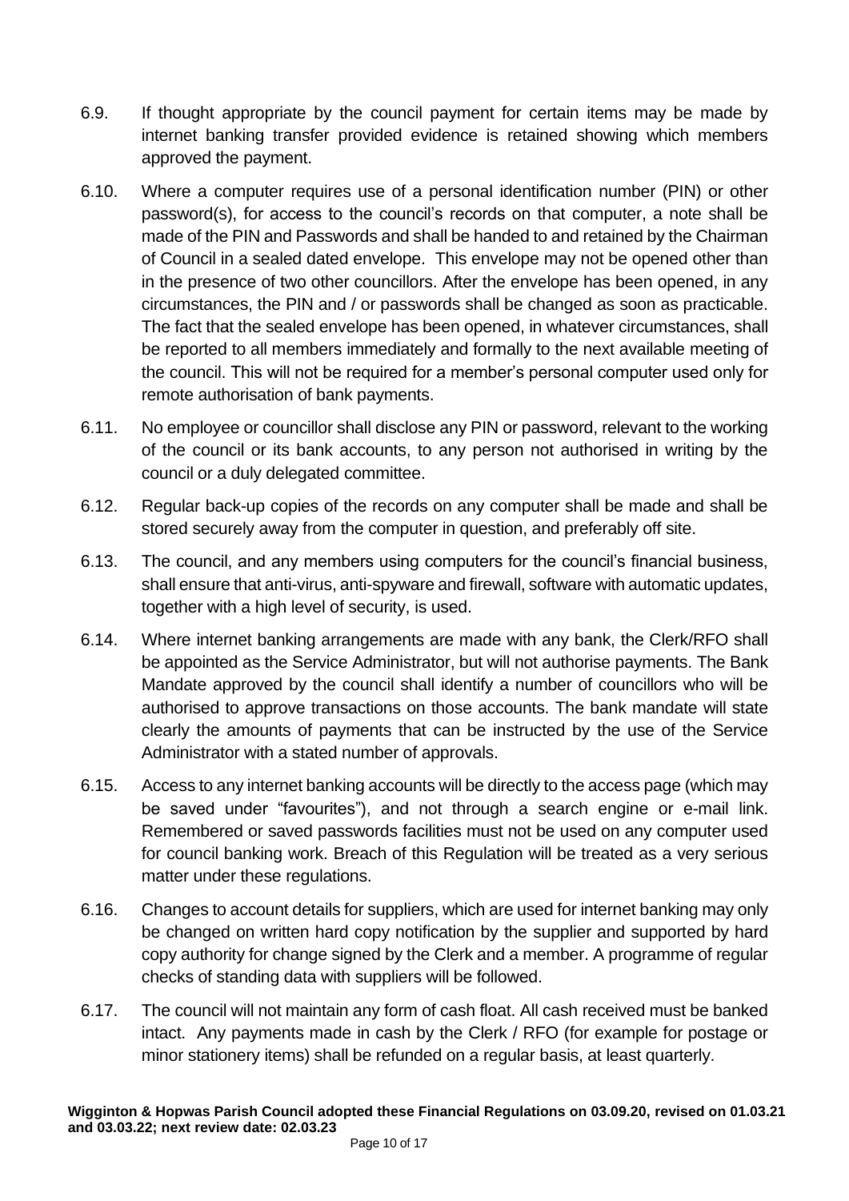6.9. If thought appropriate by the council payment for certain items may be made by internet banking transfer provided evidence is retained showing which members approved the payment.

6.10. Where a computer requires use of a personal identification number (PIN) or other password(s), for access to the council's records on that computer, a note shall be made of the PIN and Passwords and shall be handed to and retained by the Chairman of Council in a sealed dated envelope. This envelope may not be opened other than in the presence of two other councillors. After the envelope has been opened, in any circumstances, the PIN and / or passwords shall be changed as soon as practicable. The fact that the sealed envelope has been opened, in whatever circumstances, shall be reported to all members immediately and formally to the next available meeting of the council. This will not be required for a member's personal computer used only for remote authorisation of bank payments.

6.11. No employee or councillor shall disclose any PIN or password, relevant to the working of the council or its bank accounts, to any person not authorised in writing by the council or a duly delegated committee.

6.12. Regular back-up copies of the records on any computer shall be made and shall be stored securely away from the computer in question, and preferably off site.

6.13. The council, and any members using computers for the council's financial business, shall ensure that anti-virus, anti-spyware and firewall, software with automatic updates, together with a high level of security, is used.

6.14. Where internet banking arrangements are made with any bank, the Clerk/RFO shall be appointed as the Service Administrator, but will not authorise payments. The Bank Mandate approved by the council shall identify a number of councillors who will be authorised to approve transactions on those accounts. The bank mandate will state clearly the amounts of payments that can be instructed by the use of the Service Administrator with a stated number of approvals.

6.15. Access to any internet banking accounts will be directly to the access page (which may be saved under "favourites"), and not through a search engine or e-mail link. Remembered or saved passwords facilities must not be used on any computer used for council banking work. Breach of this Regulation will be treated as a very serious matter under these regulations.

6.16. Changes to account details for suppliers, which are used for internet banking may only be changed on written hard copy notification by the supplier and supported by hard copy authority for change signed by the Clerk and a member. A programme of regular checks of standing data with suppliers will be followed.

6.17. The council will not maintain any form of cash float. All cash received must be banked intact. Any payments made in cash by the Clerk / RFO (for example for postage or minor stationery items) shall be refunded on a regular basis, at least quarterly.

**Wigginton & Hopwas Parish Council adopted these Financial Regulations on 03.09.20, revised on 01.03.21 and 03.03.22; next review date: 02.03.23**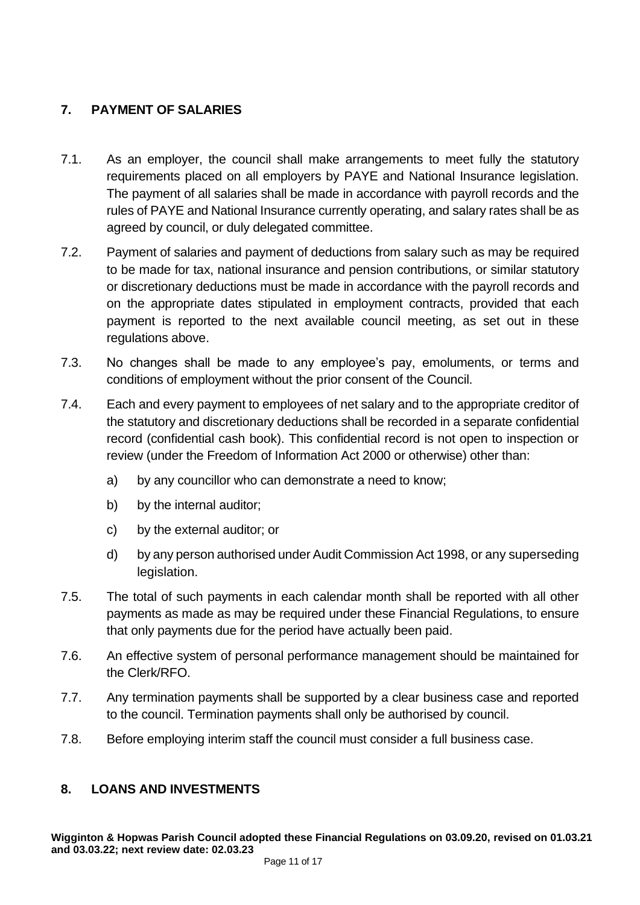## 7. PAYMENT OF SALARIES

7.1. As an employer, the council shall make arrangements to meet fully the statutory requirements placed on all employers by PAYE and National Insurance legislation. The payment of all salaries shall be made in accordance with payroll records and the rules of PAYE and National Insurance currently operating, and salary rates shall be as agreed by council, or duly delegated committee.

7.2. Payment of salaries and payment of deductions from salary such as may be required to be made for tax, national insurance and pension contributions, or similar statutory or discretionary deductions must be made in accordance with the payroll records and on the appropriate dates stipulated in employment contracts, provided that each payment is reported to the next available council meeting, as set out in these regulations above.

7.3. No changes shall be made to any employee's pay, emoluments, or terms and conditions of employment without the prior consent of the Council.

7.4. Each and every payment to employees of net salary and to the appropriate creditor of the statutory and discretionary deductions shall be recorded in a separate confidential record (confidential cash book). This confidential record is not open to inspection or review (under the Freedom of Information Act 2000 or otherwise) other than:

a) by any councillor who can demonstrate a need to know;

b) by the internal auditor;

c) by the external auditor; or

d) by any person authorised under Audit Commission Act 1998, or any superseding legislation.

7.5. The total of such payments in each calendar month shall be reported with all other payments as made as may be required under these Financial Regulations, to ensure that only payments due for the period have actually been paid.

7.6. An effective system of personal performance management should be maintained for the Clerk/RFO.

7.7. Any termination payments shall be supported by a clear business case and reported to the council. Termination payments shall only be authorised by council.

7.8. Before employing interim staff the council must consider a full business case.

## 8. LOANS AND INVESTMENTS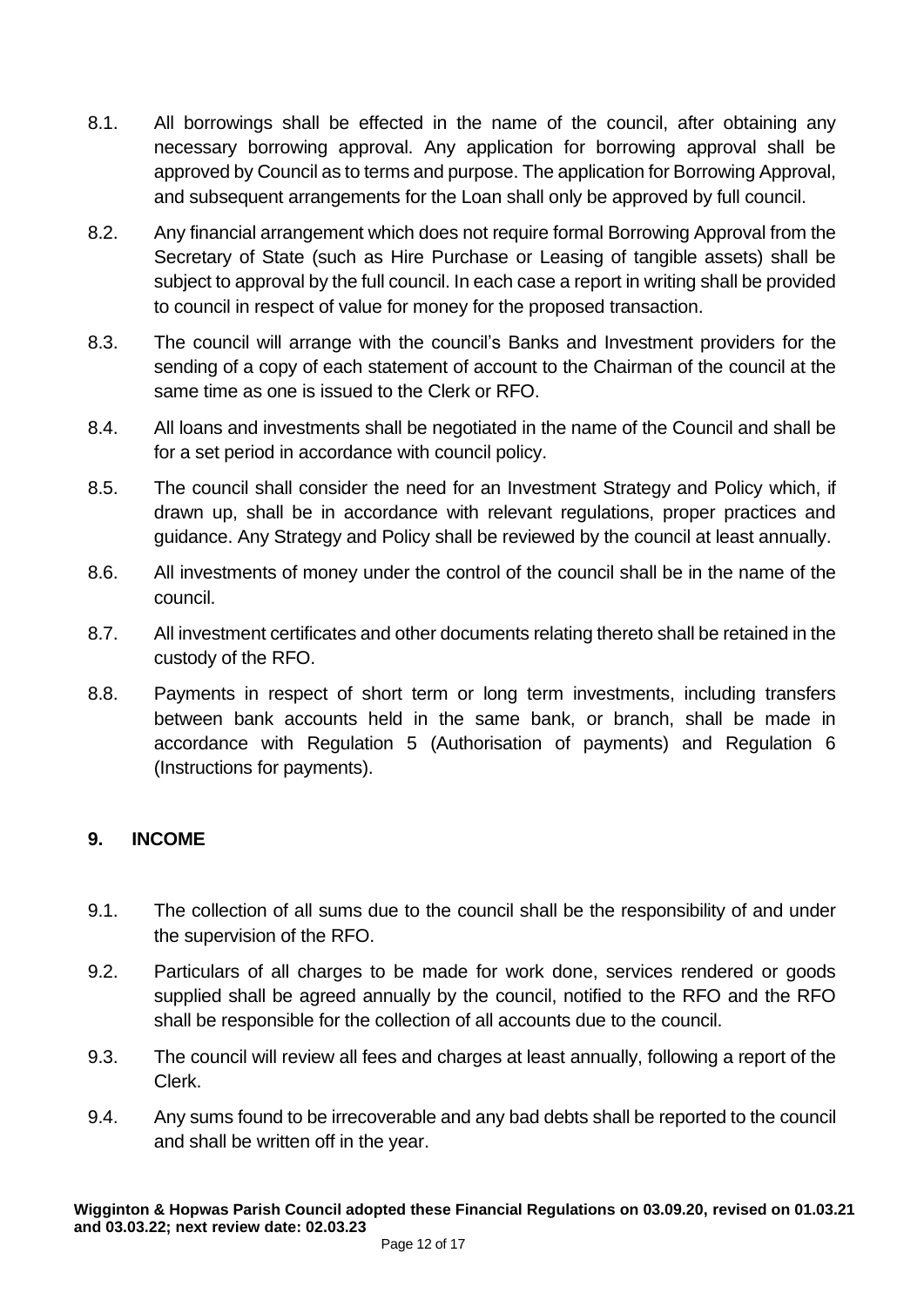8.1. All borrowings shall be effected in the name of the council, after obtaining any necessary borrowing approval. Any application for borrowing approval shall be approved by Council as to terms and purpose. The application for Borrowing Approval, and subsequent arrangements for the Loan shall only be approved by full council.

8.2. Any financial arrangement which does not require formal Borrowing Approval from the Secretary of State (such as Hire Purchase or Leasing of tangible assets) shall be subject to approval by the full council. In each case a report in writing shall be provided to council in respect of value for money for the proposed transaction.

8.3. The council will arrange with the council's Banks and Investment providers for the sending of a copy of each statement of account to the Chairman of the council at the same time as one is issued to the Clerk or RFO.

8.4. All loans and investments shall be negotiated in the name of the Council and shall be for a set period in accordance with council policy.

8.5. The council shall consider the need for an Investment Strategy and Policy which, if drawn up, shall be in accordance with relevant regulations, proper practices and guidance. Any Strategy and Policy shall be reviewed by the council at least annually.

8.6. All investments of money under the control of the council shall be in the name of the council.

8.7. All investment certificates and other documents relating thereto shall be retained in the custody of the RFO.

8.8. Payments in respect of short term or long term investments, including transfers between bank accounts held in the same bank, or branch, shall be made in accordance with Regulation 5 (Authorisation of payments) and Regulation 6 (Instructions for payments).

## 9. INCOME

9.1. The collection of all sums due to the council shall be the responsibility of and under the supervision of the RFO.

9.2. Particulars of all charges to be made for work done, services rendered or goods supplied shall be agreed annually by the council, notified to the RFO and the RFO shall be responsible for the collection of all accounts due to the council.

9.3. The council will review all fees and charges at least annually, following a report of the Clerk.

9.4. Any sums found to be irrecoverable and any bad debts shall be reported to the council and shall be written off in the year.

**Wigginton & Hopwas Parish Council adopted these Financial Regulations on 03.09.20, revised on 01.03.21 and 03.03.22; next review date: 02.03.23**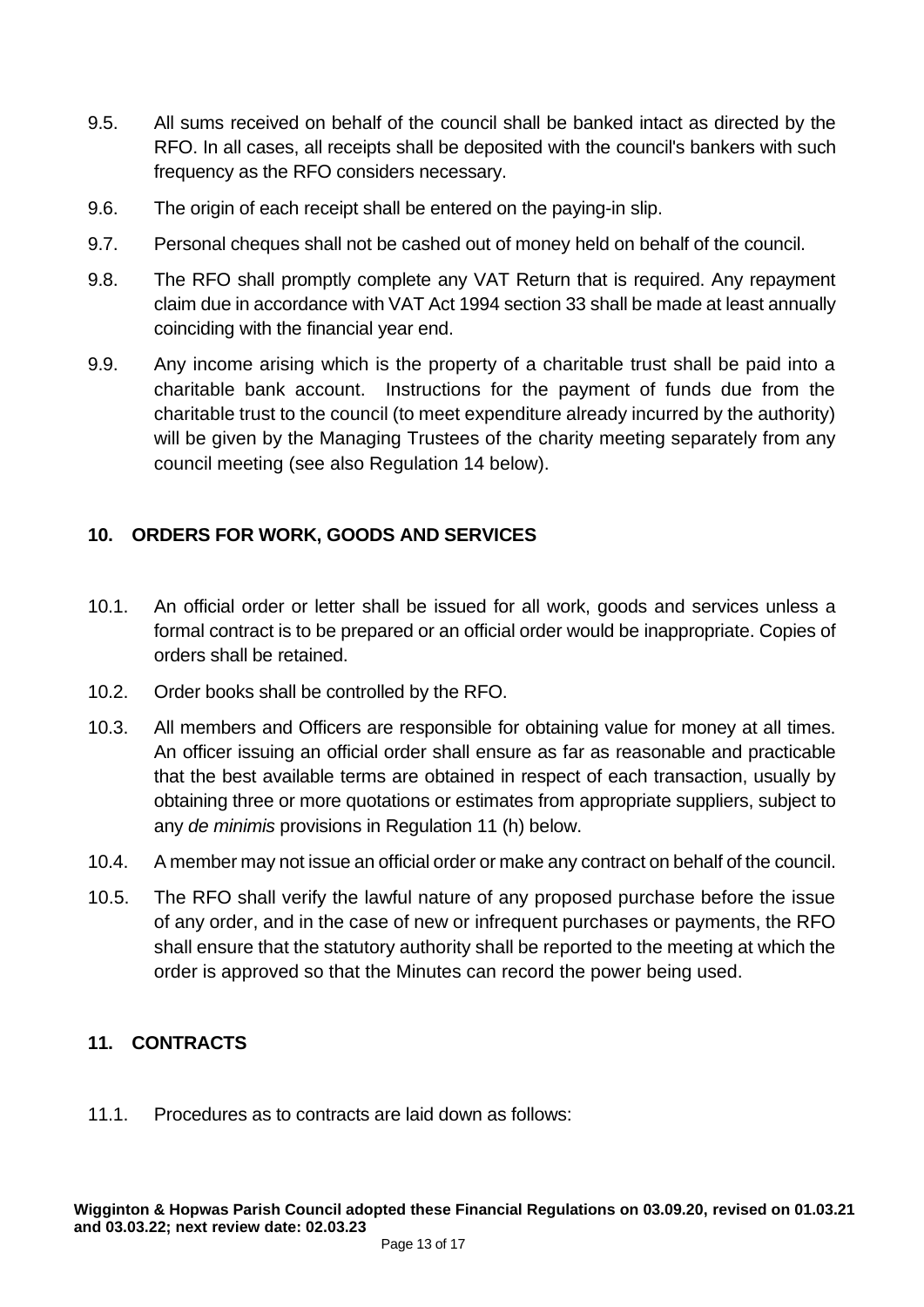9.5. All sums received on behalf of the council shall be banked intact as directed by the RFO. In all cases, all receipts shall be deposited with the council's bankers with such frequency as the RFO considers necessary.

9.6. The origin of each receipt shall be entered on the paying-in slip.

9.7. Personal cheques shall not be cashed out of money held on behalf of the council.

9.8. The RFO shall promptly complete any VAT Return that is required. Any repayment claim due in accordance with VAT Act 1994 section 33 shall be made at least annually coinciding with the financial year end.

9.9. Any income arising which is the property of a charitable trust shall be paid into a charitable bank account. Instructions for the payment of funds due from the charitable trust to the council (to meet expenditure already incurred by the authority) will be given by the Managing Trustees of the charity meeting separately from any council meeting (see also Regulation 14 below).

## 10. ORDERS FOR WORK, GOODS AND SERVICES

10.1. An official order or letter shall be issued for all work, goods and services unless a formal contract is to be prepared or an official order would be inappropriate. Copies of orders shall be retained.

10.2. Order books shall be controlled by the RFO.

10.3. All members and Officers are responsible for obtaining value for money at all times. An officer issuing an official order shall ensure as far as reasonable and practicable that the best available terms are obtained in respect of each transaction, usually by obtaining three or more quotations or estimates from appropriate suppliers, subject to any *de minimis* provisions in Regulation 11 (h) below.

10.4. A member may not issue an official order or make any contract on behalf of the council.

10.5. The RFO shall verify the lawful nature of any proposed purchase before the issue of any order, and in the case of new or infrequent purchases or payments, the RFO shall ensure that the statutory authority shall be reported to the meeting at which the order is approved so that the Minutes can record the power being used.

## 11. CONTRACTS

11.1. Procedures as to contracts are laid down as follows: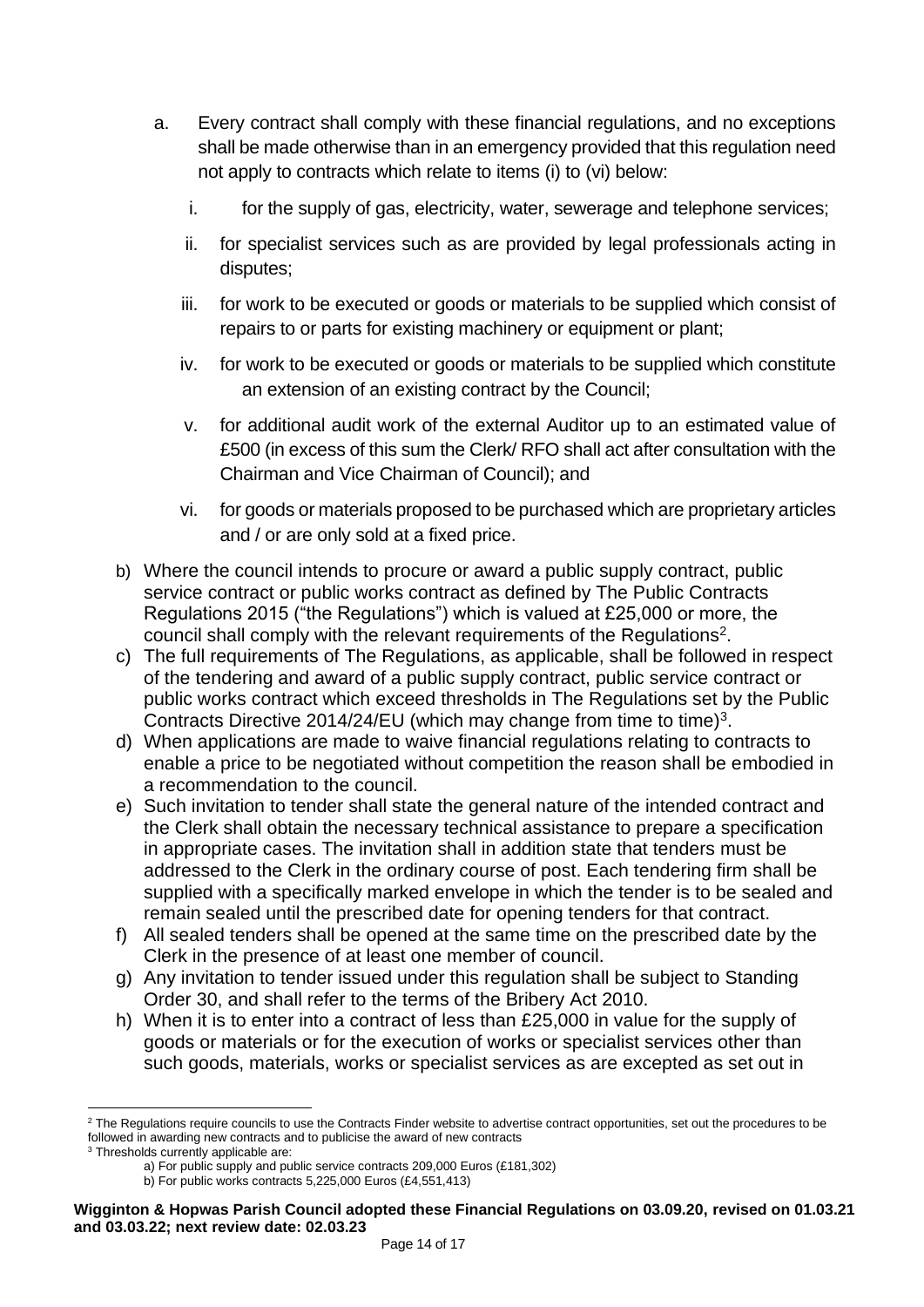a. Every contract shall comply with these financial regulations, and no exceptions shall be made otherwise than in an emergency provided that this regulation need not apply to contracts which relate to items (i) to (vi) below:

   i. for the supply of gas, electricity, water, sewerage and telephone services;

   ii. for specialist services such as are provided by legal professionals acting in disputes;

   iii. for work to be executed or goods or materials to be supplied which consist of repairs to or parts for existing machinery or equipment or plant;

   iv. for work to be executed or goods or materials to be supplied which constitute an extension of an existing contract by the Council;

   v. for additional audit work of the external Auditor up to an estimated value of £500 (in excess of this sum the Clerk/ RFO shall act after consultation with the Chairman and Vice Chairman of Council); and

   vi. for goods or materials proposed to be purchased which are proprietary articles and / or are only sold at a fixed price.

b) Where the council intends to procure or award a public supply contract, public service contract or public works contract as defined by The Public Contracts Regulations 2015 ("the Regulations") which is valued at £25,000 or more, the council shall comply with the relevant requirements of the Regulations[2].

c) The full requirements of The Regulations, as applicable, shall be followed in respect of the tendering and award of a public supply contract, public service contract or public works contract which exceed thresholds in The Regulations set by the Public Contracts Directive 2014/24/EU (which may change from time to time)[3].

d) When applications are made to waive financial regulations relating to contracts to enable a price to be negotiated without competition the reason shall be embodied in a recommendation to the council.

e) Such invitation to tender shall state the general nature of the intended contract and the Clerk shall obtain the necessary technical assistance to prepare a specification in appropriate cases. The invitation shall in addition state that tenders must be addressed to the Clerk in the ordinary course of post. Each tendering firm shall be supplied with a specifically marked envelope in which the tender is to be sealed and remain sealed until the prescribed date for opening tenders for that contract.

f) All sealed tenders shall be opened at the same time on the prescribed date by the Clerk in the presence of at least one member of council.

g) Any invitation to tender issued under this regulation shall be subject to Standing Order 30, and shall refer to the terms of the Bribery Act 2010.

h) When it is to enter into a contract of less than £25,000 in value for the supply of goods or materials or for the execution of works or specialist services other than such goods, materials, works or specialist services as are excepted as set out in

---

[2] The Regulations require councils to use the Contracts Finder website to advertise contract opportunities, set out the procedures to be followed in awarding new contracts and to publicise the award of new contracts

[3] Thresholds currently applicable are:

a) For public supply and public service contracts 209,000 Euros (£181,302)

b) For public works contracts 5,225,000 Euros (£4,551,413)

**Wigginton & Hopwas Parish Council adopted these Financial Regulations on 03.09.20, revised on 01.03.21 and 03.03.22; next review date: 02.03.23**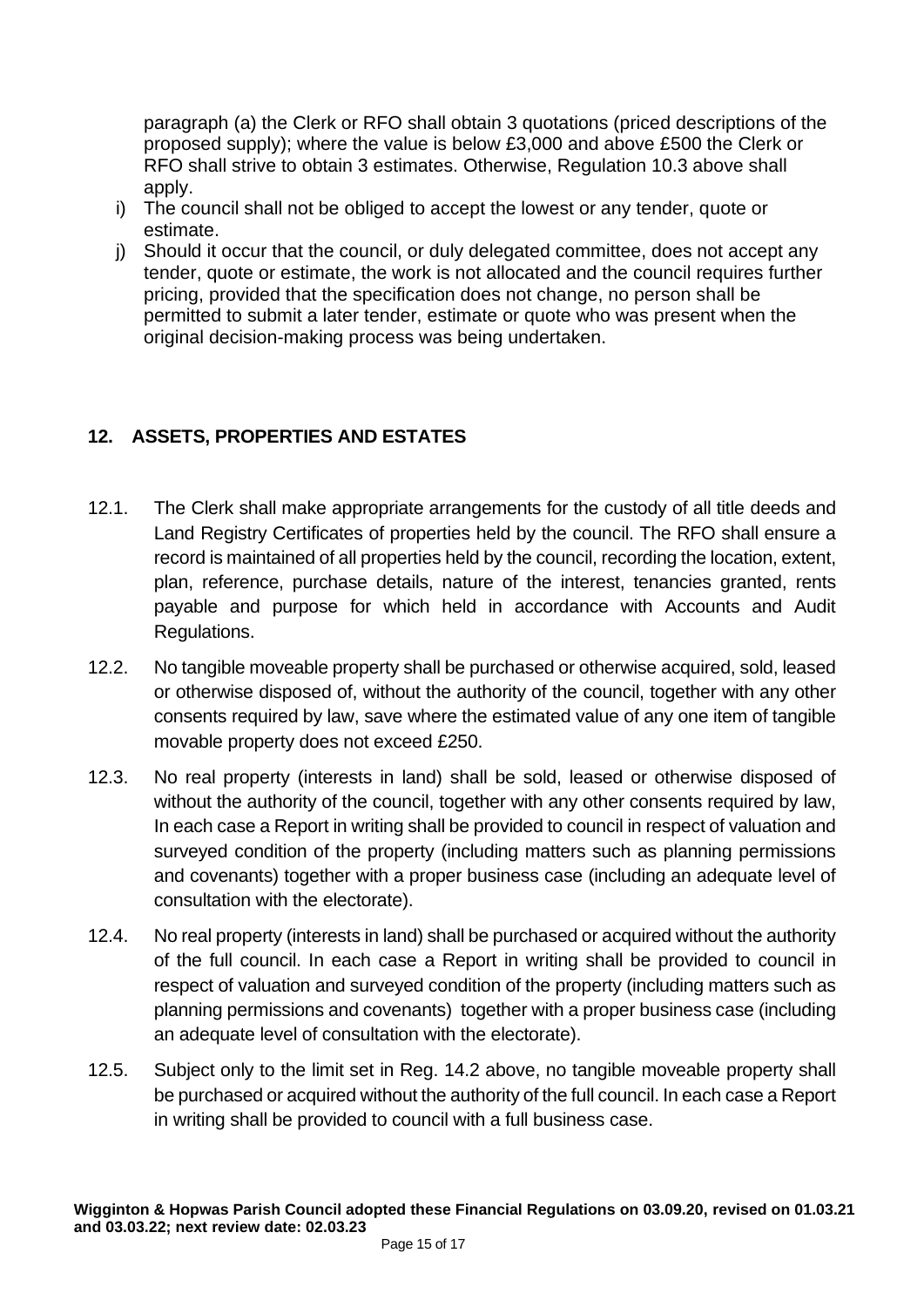paragraph (a) the Clerk or RFO shall obtain 3 quotations (priced descriptions of the proposed supply); where the value is below £3,000 and above £500 the Clerk or RFO shall strive to obtain 3 estimates. Otherwise, Regulation 10.3 above shall apply.

i) The council shall not be obliged to accept the lowest or any tender, quote or estimate.

j) Should it occur that the council, or duly delegated committee, does not accept any tender, quote or estimate, the work is not allocated and the council requires further pricing, provided that the specification does not change, no person shall be permitted to submit a later tender, estimate or quote who was present when the original decision-making process was being undertaken.

## 12. ASSETS, PROPERTIES AND ESTATES

12.1. The Clerk shall make appropriate arrangements for the custody of all title deeds and Land Registry Certificates of properties held by the council. The RFO shall ensure a record is maintained of all properties held by the council, recording the location, extent, plan, reference, purchase details, nature of the interest, tenancies granted, rents payable and purpose for which held in accordance with Accounts and Audit Regulations.

12.2. No tangible moveable property shall be purchased or otherwise acquired, sold, leased or otherwise disposed of, without the authority of the council, together with any other consents required by law, save where the estimated value of any one item of tangible movable property does not exceed £250.

12.3. No real property (interests in land) shall be sold, leased or otherwise disposed of without the authority of the council, together with any other consents required by law, In each case a Report in writing shall be provided to council in respect of valuation and surveyed condition of the property (including matters such as planning permissions and covenants) together with a proper business case (including an adequate level of consultation with the electorate).

12.4. No real property (interests in land) shall be purchased or acquired without the authority of the full council. In each case a Report in writing shall be provided to council in respect of valuation and surveyed condition of the property (including matters such as planning permissions and covenants) together with a proper business case (including an adequate level of consultation with the electorate).

12.5. Subject only to the limit set in Reg. 14.2 above, no tangible moveable property shall be purchased or acquired without the authority of the full council. In each case a Report in writing shall be provided to council with a full business case.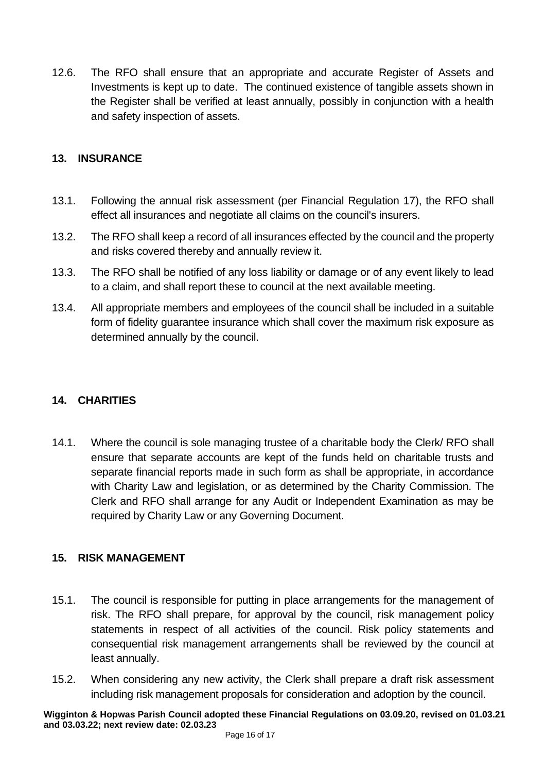12.6. The RFO shall ensure that an appropriate and accurate Register of Assets and Investments is kept up to date. The continued existence of tangible assets shown in the Register shall be verified at least annually, possibly in conjunction with a health and safety inspection of assets.

## 13. INSURANCE

13.1. Following the annual risk assessment (per Financial Regulation 17), the RFO shall effect all insurances and negotiate all claims on the council's insurers.

13.2. The RFO shall keep a record of all insurances effected by the council and the property and risks covered thereby and annually review it.

13.3. The RFO shall be notified of any loss liability or damage or of any event likely to lead to a claim, and shall report these to council at the next available meeting.

13.4. All appropriate members and employees of the council shall be included in a suitable form of fidelity guarantee insurance which shall cover the maximum risk exposure as determined annually by the council.

## 14. CHARITIES

14.1. Where the council is sole managing trustee of a charitable body the Clerk/ RFO shall ensure that separate accounts are kept of the funds held on charitable trusts and separate financial reports made in such form as shall be appropriate, in accordance with Charity Law and legislation, or as determined by the Charity Commission. The Clerk and RFO shall arrange for any Audit or Independent Examination as may be required by Charity Law or any Governing Document.

## 15. RISK MANAGEMENT

15.1. The council is responsible for putting in place arrangements for the management of risk. The RFO shall prepare, for approval by the council, risk management policy statements in respect of all activities of the council. Risk policy statements and consequential risk management arrangements shall be reviewed by the council at least annually.

15.2. When considering any new activity, the Clerk shall prepare a draft risk assessment including risk management proposals for consideration and adoption by the council.

**Wigginton & Hopwas Parish Council adopted these Financial Regulations on 03.09.20, revised on 01.03.21 and 03.03.22; next review date: 02.03.23**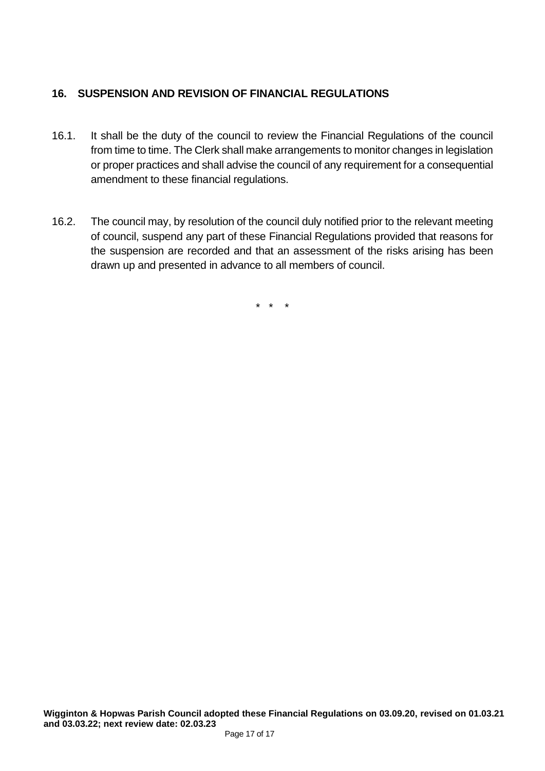## 16. SUSPENSION AND REVISION OF FINANCIAL REGULATIONS

16.1. It shall be the duty of the council to review the Financial Regulations of the council from time to time. The Clerk shall make arrangements to monitor changes in legislation or proper practices and shall advise the council of any requirement for a consequential amendment to these financial regulations.

16.2. The council may, by resolution of the council duly notified prior to the relevant meeting of council, suspend any part of these Financial Regulations provided that reasons for the suspension are recorded and that an assessment of the risks arising has been drawn up and presented in advance to all members of council.

\* \* \*

**Wigginton & Hopwas Parish Council adopted these Financial Regulations on 03.09.20, revised on 01.03.21 and 03.03.22; next review date: 02.03.23**